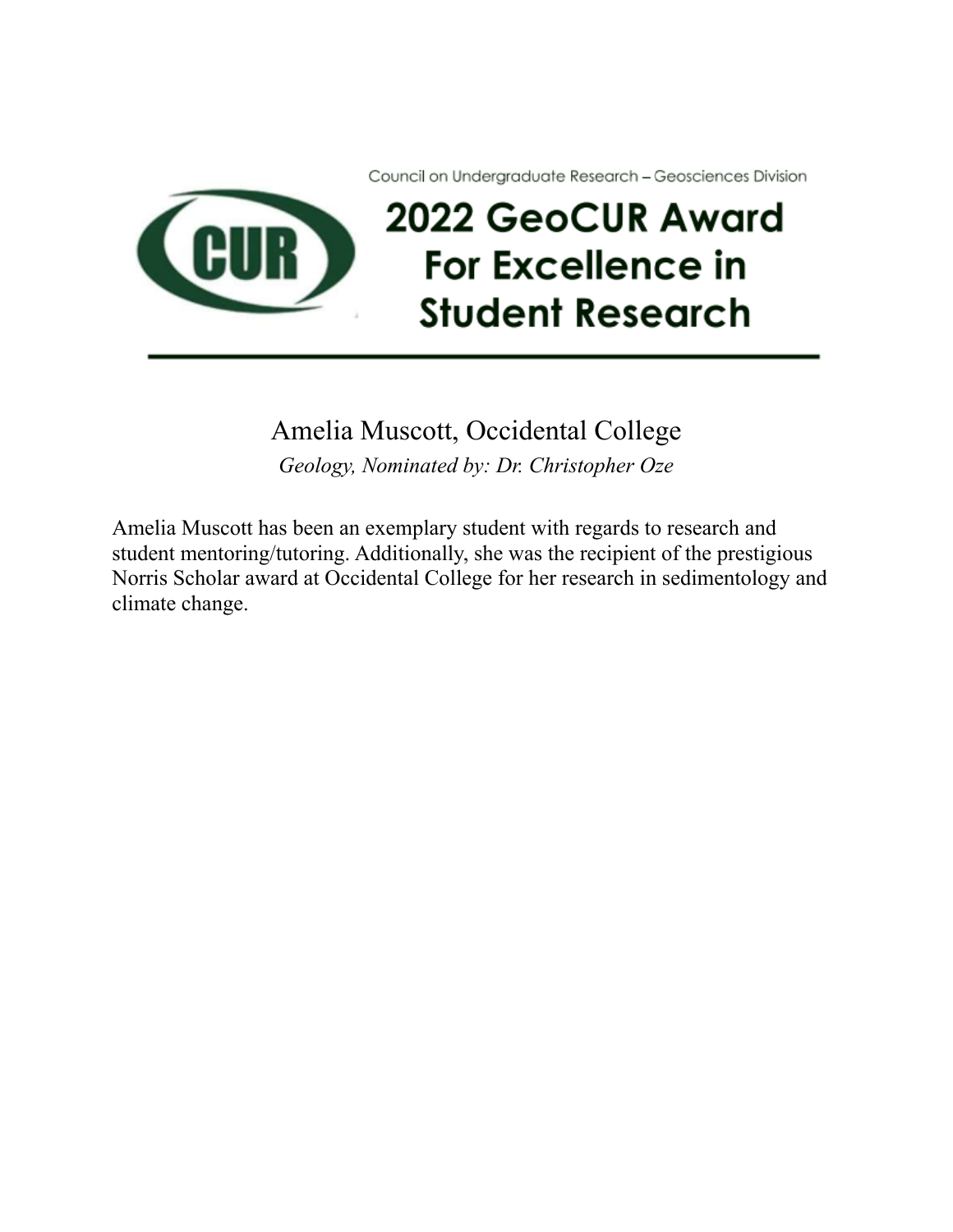Council on Undergraduate Research – Geosciences Division

# 2022 GeoCUR Award For Excellence in Student Research

---

## Amelia Muscott, Occidental College

*Geology, Nominated by: Dr. Christopher Oze*

Amelia Muscott has been an exemplary student with regards to research and student mentoring/tutoring. Additionally, she was the recipient of the prestigious Norris Scholar award at Occidental College for her research in sedimentology and climate change.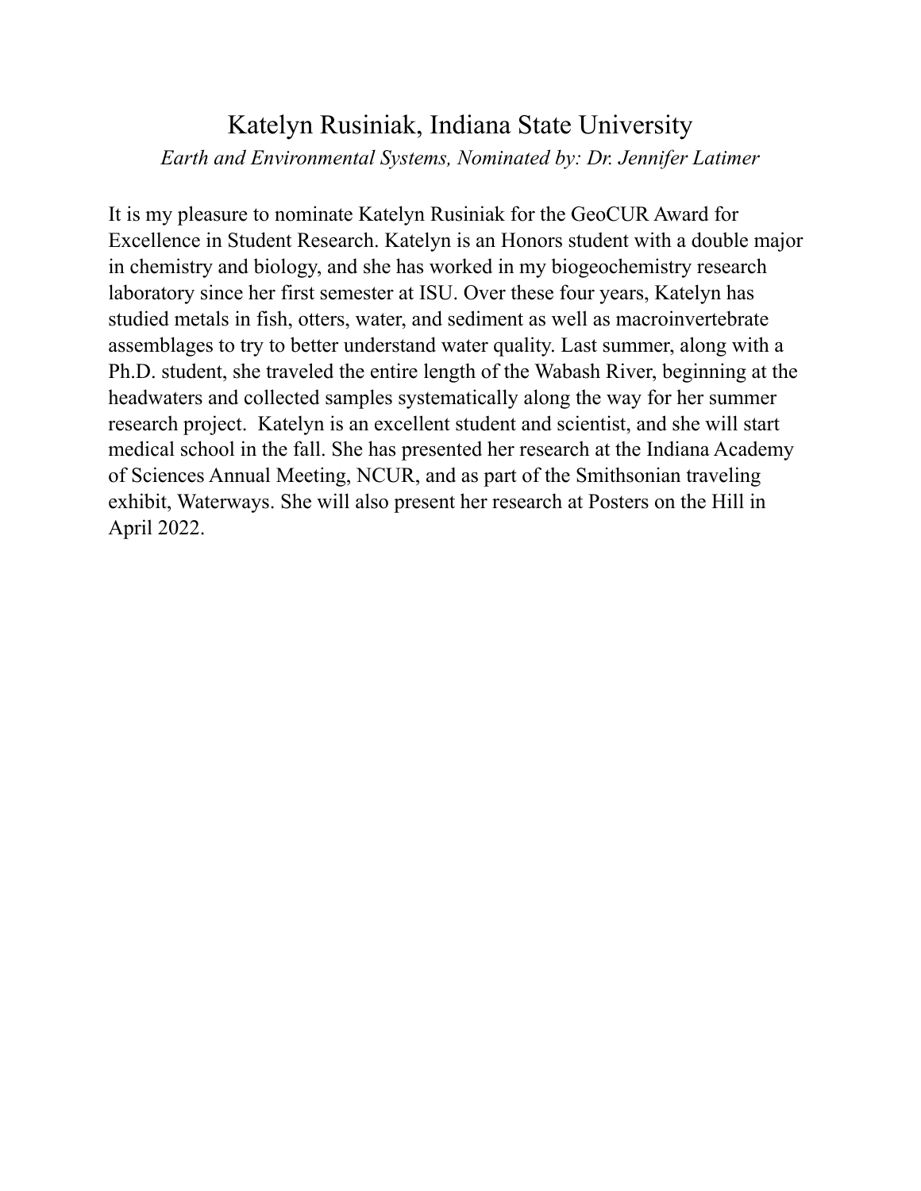# Katelyn Rusiniak, Indiana State University

*Earth and Environmental Systems, Nominated by: Dr. Jennifer Latimer*

It is my pleasure to nominate Katelyn Rusiniak for the GeoCUR Award for Excellence in Student Research. Katelyn is an Honors student with a double major in chemistry and biology, and she has worked in my biogeochemistry research laboratory since her first semester at ISU. Over these four years, Katelyn has studied metals in fish, otters, water, and sediment as well as macroinvertebrate assemblages to try to better understand water quality. Last summer, along with a Ph.D. student, she traveled the entire length of the Wabash River, beginning at the headwaters and collected samples systematically along the way for her summer research project. Katelyn is an excellent student and scientist, and she will start medical school in the fall. She has presented her research at the Indiana Academy of Sciences Annual Meeting, NCUR, and as part of the Smithsonian traveling exhibit, Waterways. She will also present her research at Posters on the Hill in April 2022.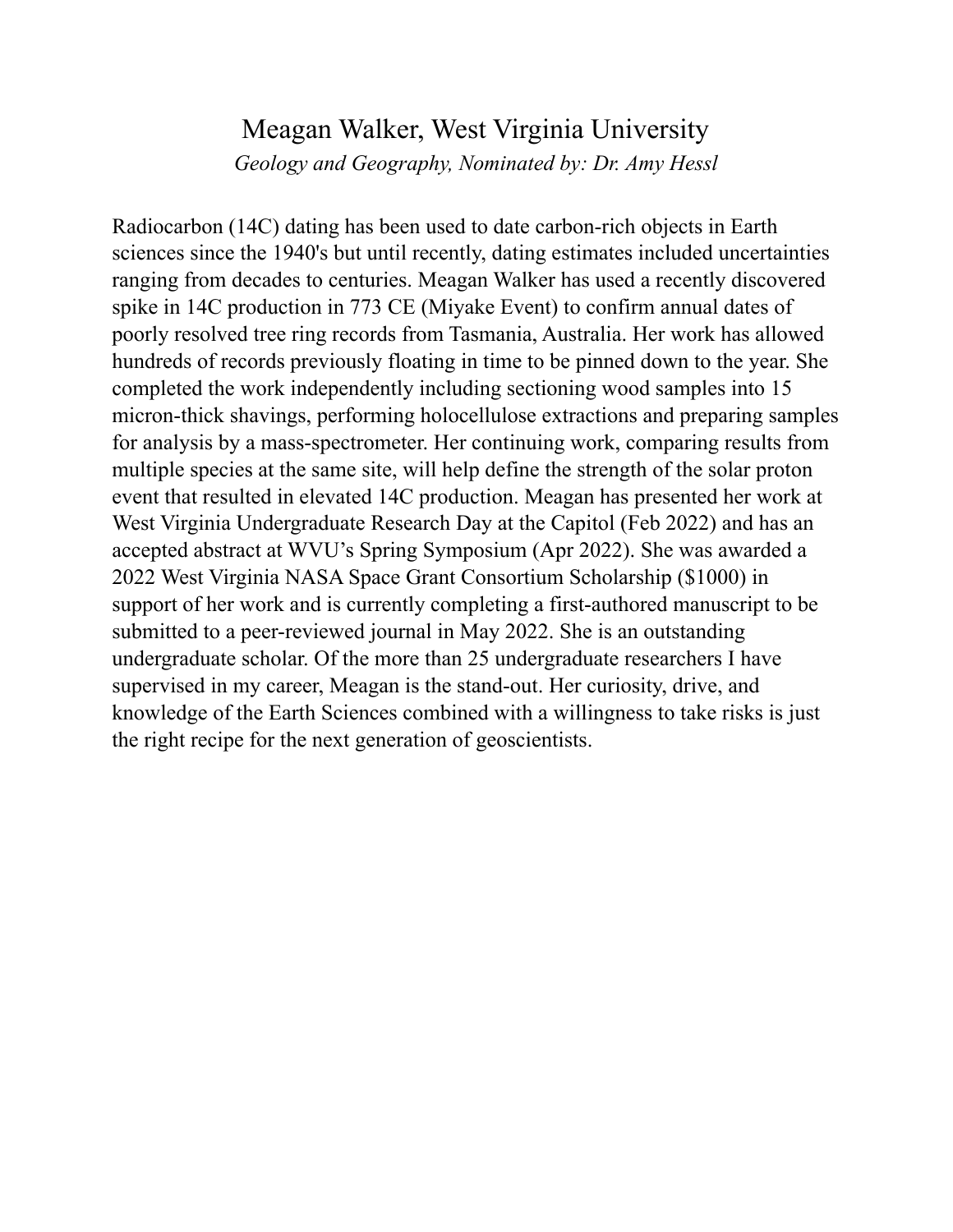# Meagan Walker, West Virginia University

*Geology and Geography, Nominated by: Dr. Amy Hessl*

Radiocarbon (14C) dating has been used to date carbon-rich objects in Earth sciences since the 1940's but until recently, dating estimates included uncertainties ranging from decades to centuries. Meagan Walker has used a recently discovered spike in 14C production in 773 CE (Miyake Event) to confirm annual dates of poorly resolved tree ring records from Tasmania, Australia. Her work has allowed hundreds of records previously floating in time to be pinned down to the year. She completed the work independently including sectioning wood samples into 15 micron-thick shavings, performing holocellulose extractions and preparing samples for analysis by a mass-spectrometer. Her continuing work, comparing results from multiple species at the same site, will help define the strength of the solar proton event that resulted in elevated 14C production. Meagan has presented her work at West Virginia Undergraduate Research Day at the Capitol (Feb 2022) and has an accepted abstract at WVU's Spring Symposium (Apr 2022). She was awarded a 2022 West Virginia NASA Space Grant Consortium Scholarship ($1000) in support of her work and is currently completing a first-authored manuscript to be submitted to a peer-reviewed journal in May 2022. She is an outstanding undergraduate scholar. Of the more than 25 undergraduate researchers I have supervised in my career, Meagan is the stand-out. Her curiosity, drive, and knowledge of the Earth Sciences combined with a willingness to take risks is just the right recipe for the next generation of geoscientists.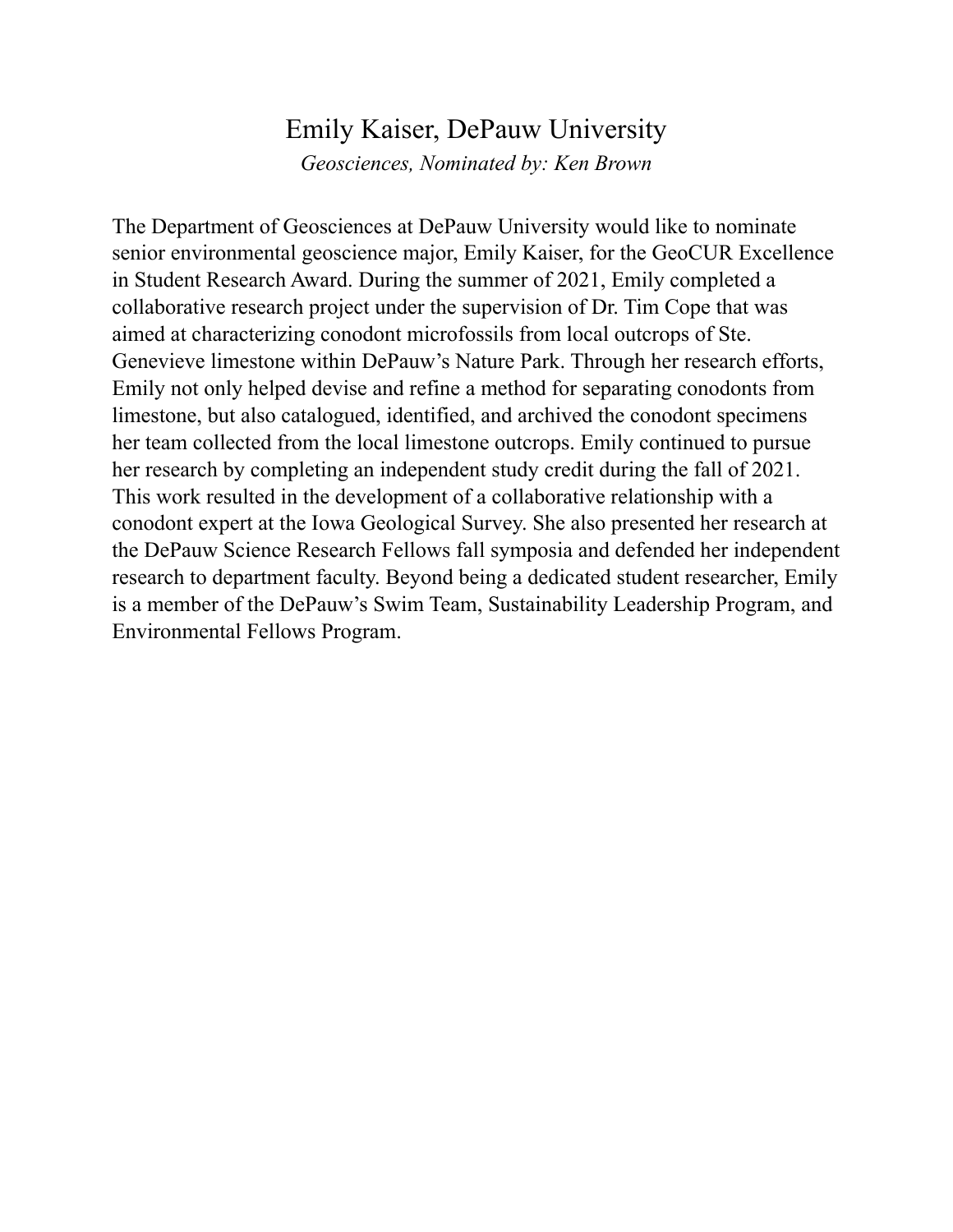# Emily Kaiser, DePauw University

*Geosciences, Nominated by: Ken Brown*

The Department of Geosciences at DePauw University would like to nominate senior environmental geoscience major, Emily Kaiser, for the GeoCUR Excellence in Student Research Award. During the summer of 2021, Emily completed a collaborative research project under the supervision of Dr. Tim Cope that was aimed at characterizing conodont microfossils from local outcrops of Ste. Genevieve limestone within DePauw's Nature Park. Through her research efforts, Emily not only helped devise and refine a method for separating conodonts from limestone, but also catalogued, identified, and archived the conodont specimens her team collected from the local limestone outcrops. Emily continued to pursue her research by completing an independent study credit during the fall of 2021. This work resulted in the development of a collaborative relationship with a conodont expert at the Iowa Geological Survey. She also presented her research at the DePauw Science Research Fellows fall symposia and defended her independent research to department faculty. Beyond being a dedicated student researcher, Emily is a member of the DePauw's Swim Team, Sustainability Leadership Program, and Environmental Fellows Program.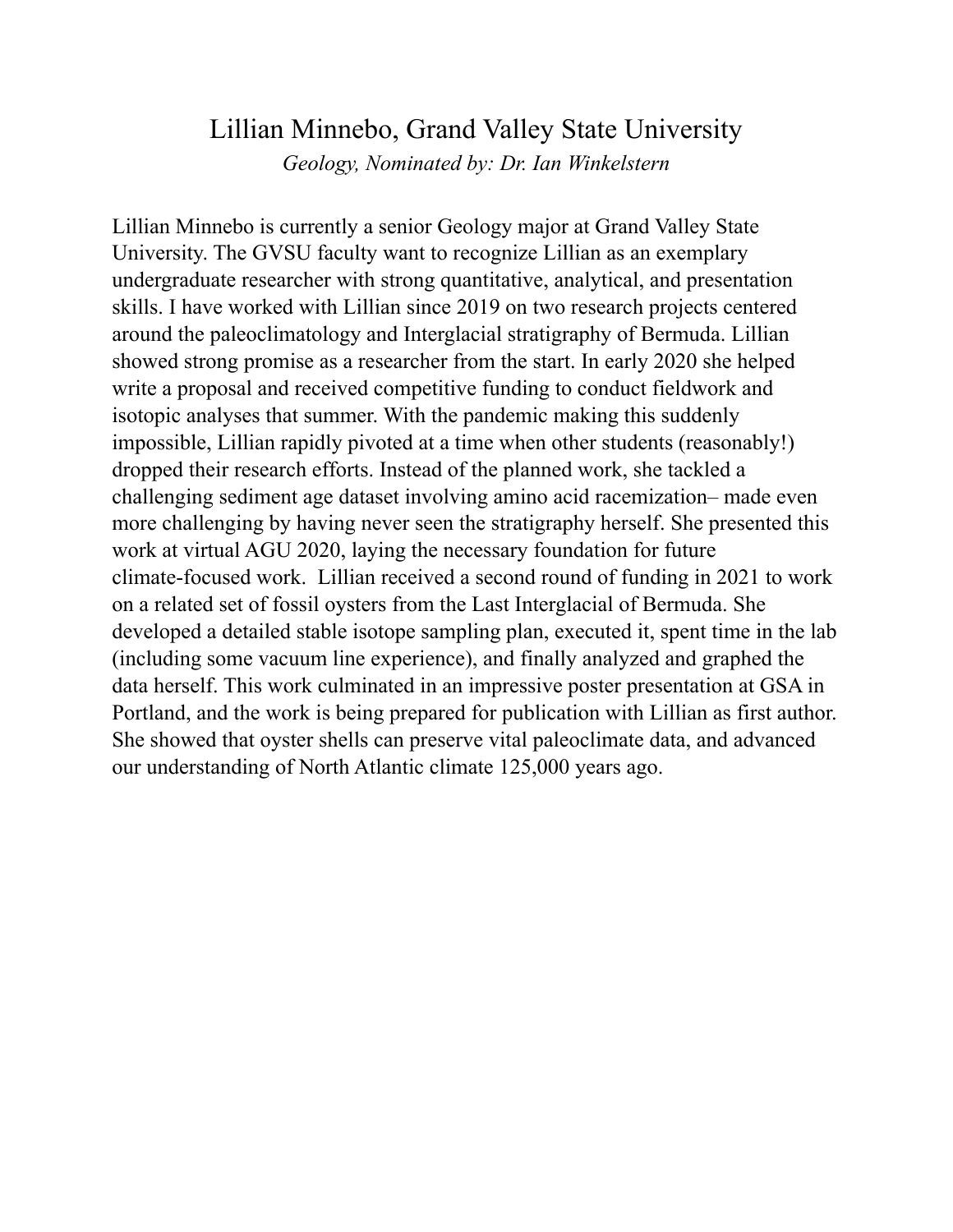# Lillian Minnebo, Grand Valley State University

*Geology, Nominated by: Dr. Ian Winkelstern*

Lillian Minnebo is currently a senior Geology major at Grand Valley State University. The GVSU faculty want to recognize Lillian as an exemplary undergraduate researcher with strong quantitative, analytical, and presentation skills. I have worked with Lillian since 2019 on two research projects centered around the paleoclimatology and Interglacial stratigraphy of Bermuda. Lillian showed strong promise as a researcher from the start. In early 2020 she helped write a proposal and received competitive funding to conduct fieldwork and isotopic analyses that summer. With the pandemic making this suddenly impossible, Lillian rapidly pivoted at a time when other students (reasonably!) dropped their research efforts. Instead of the planned work, she tackled a challenging sediment age dataset involving amino acid racemization– made even more challenging by having never seen the stratigraphy herself. She presented this work at virtual AGU 2020, laying the necessary foundation for future climate-focused work. Lillian received a second round of funding in 2021 to work on a related set of fossil oysters from the Last Interglacial of Bermuda. She developed a detailed stable isotope sampling plan, executed it, spent time in the lab (including some vacuum line experience), and finally analyzed and graphed the data herself. This work culminated in an impressive poster presentation at GSA in Portland, and the work is being prepared for publication with Lillian as first author. She showed that oyster shells can preserve vital paleoclimate data, and advanced our understanding of North Atlantic climate 125,000 years ago.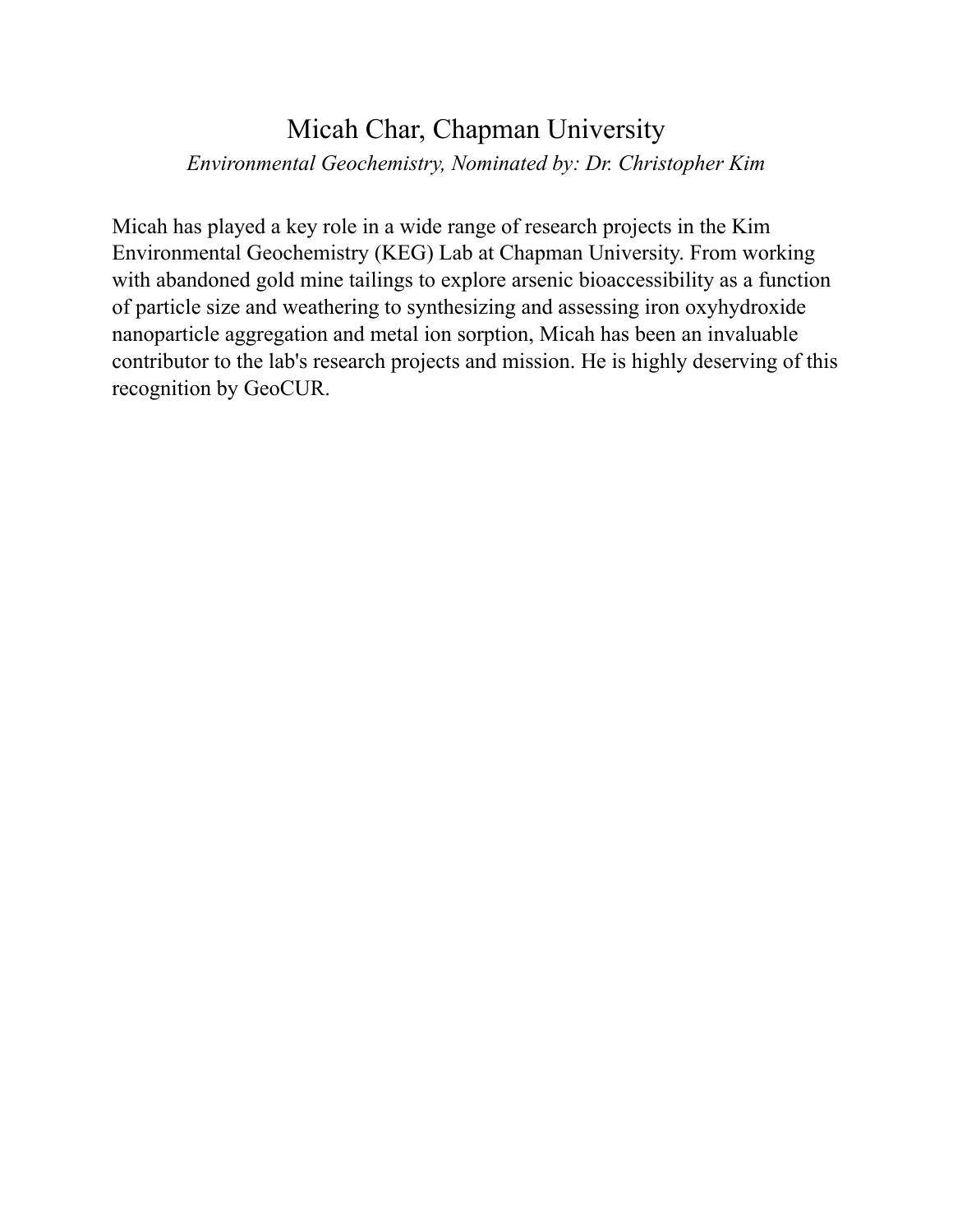# Micah Char, Chapman University

*Environmental Geochemistry, Nominated by: Dr. Christopher Kim*

Micah has played a key role in a wide range of research projects in the Kim Environmental Geochemistry (KEG) Lab at Chapman University. From working with abandoned gold mine tailings to explore arsenic bioaccessibility as a function of particle size and weathering to synthesizing and assessing iron oxyhydroxide nanoparticle aggregation and metal ion sorption, Micah has been an invaluable contributor to the lab's research projects and mission. He is highly deserving of this recognition by GeoCUR.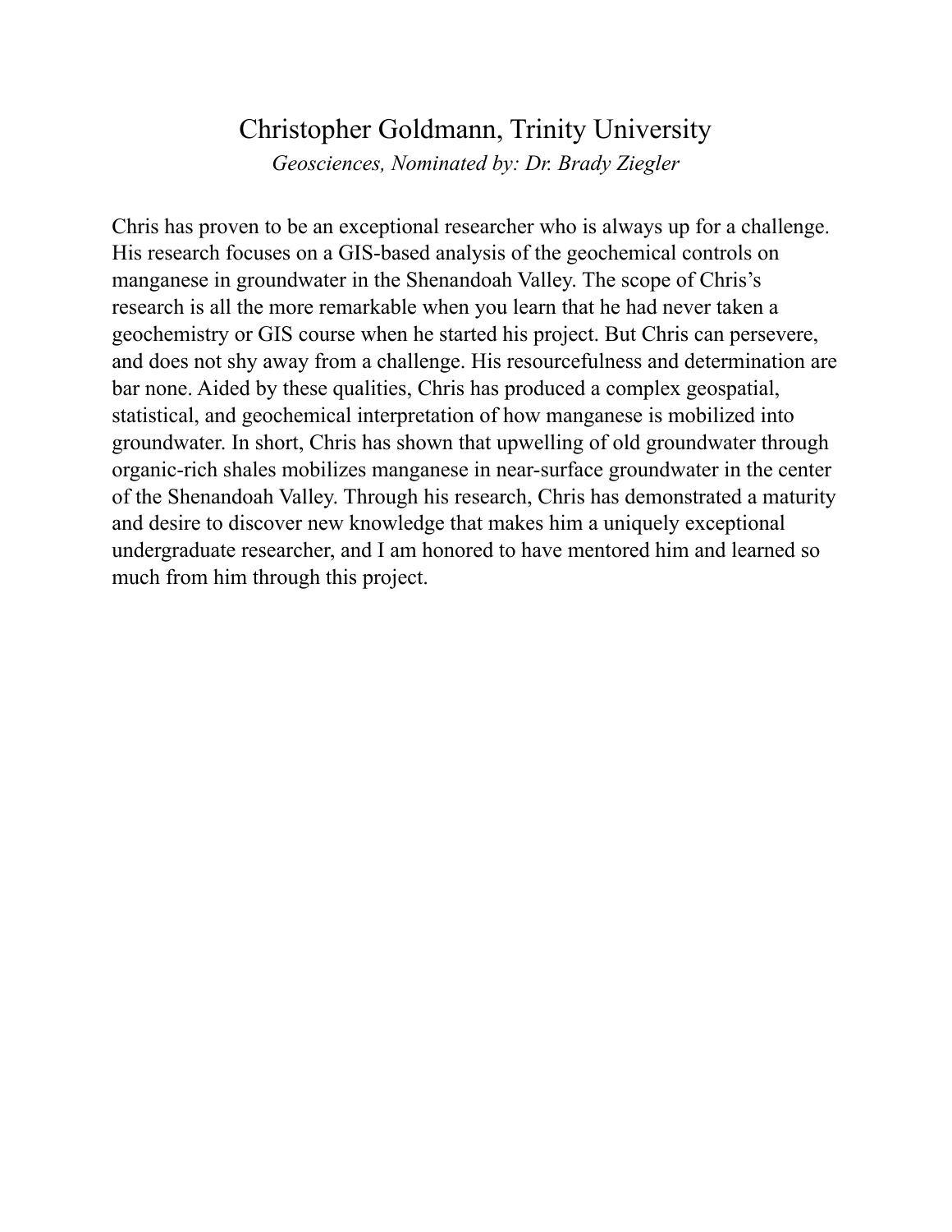## Christopher Goldmann, Trinity University

*Geosciences, Nominated by: Dr. Brady Ziegler*

Chris has proven to be an exceptional researcher who is always up for a challenge. His research focuses on a GIS-based analysis of the geochemical controls on manganese in groundwater in the Shenandoah Valley. The scope of Chris's research is all the more remarkable when you learn that he had never taken a geochemistry or GIS course when he started his project. But Chris can persevere, and does not shy away from a challenge. His resourcefulness and determination are bar none. Aided by these qualities, Chris has produced a complex geospatial, statistical, and geochemical interpretation of how manganese is mobilized into groundwater. In short, Chris has shown that upwelling of old groundwater through organic-rich shales mobilizes manganese in near-surface groundwater in the center of the Shenandoah Valley. Through his research, Chris has demonstrated a maturity and desire to discover new knowledge that makes him a uniquely exceptional undergraduate researcher, and I am honored to have mentored him and learned so much from him through this project.